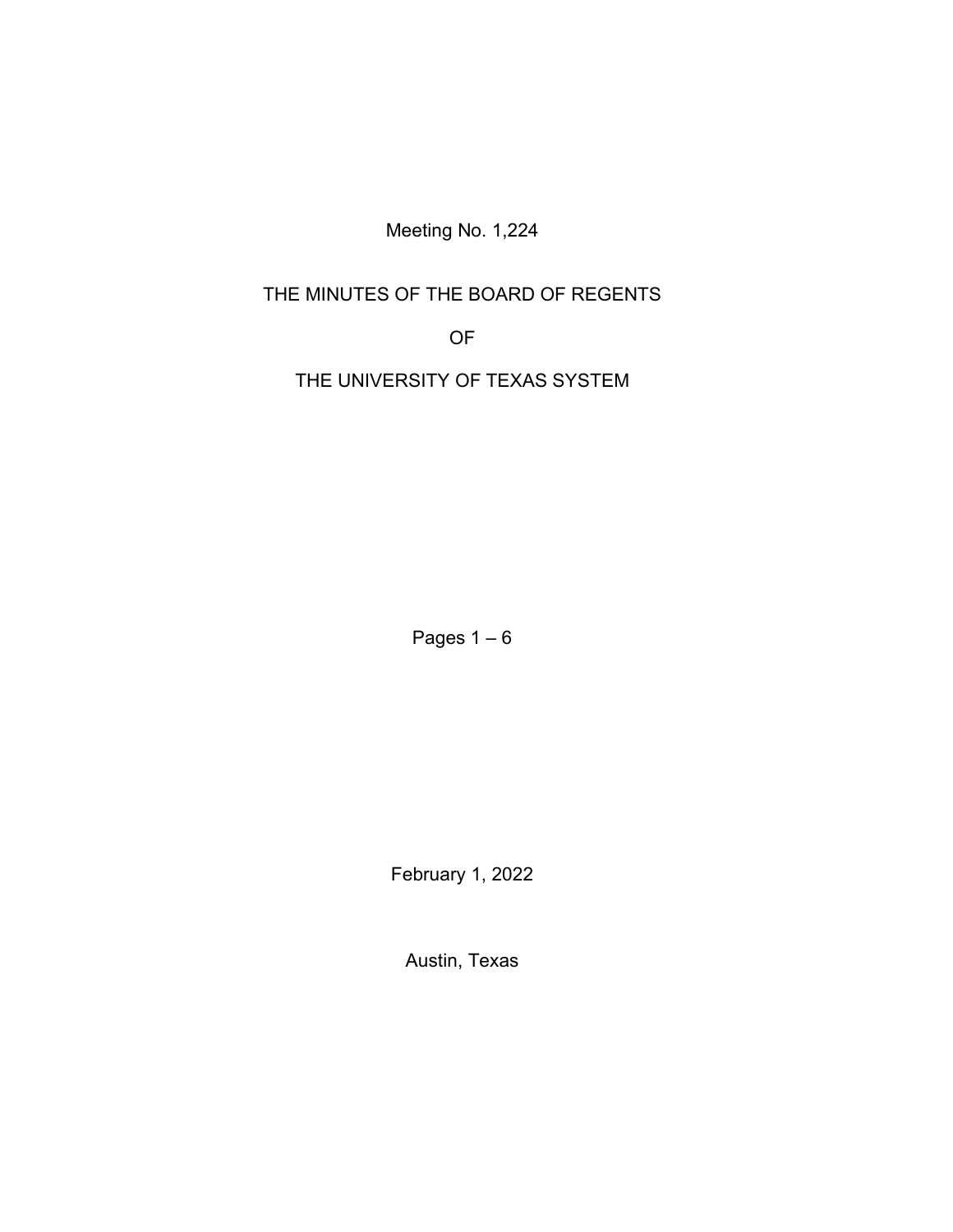Meeting No. 1,224

# THE MINUTES OF THE BOARD OF REGENTS

# OF

# THE UNIVERSITY OF TEXAS SYSTEM

Pages 1 – 6

February 1, 2022

Austin, Texas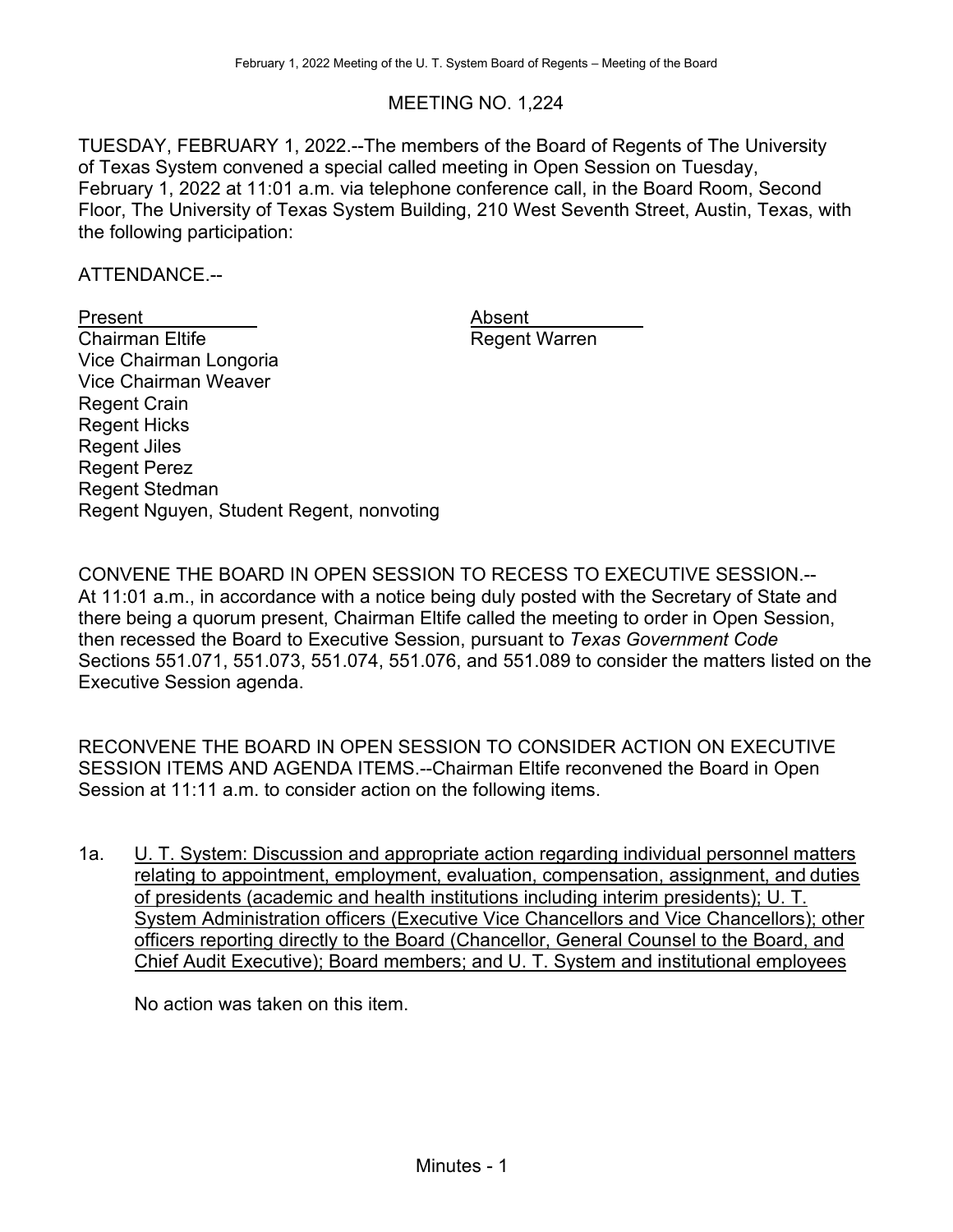# MEETING NO. 1,224

TUESDAY, FEBRUARY 1, 2022.--The members of the Board of Regents of The University of Texas System convened a special called meeting in Open Session on Tuesday, February 1, 2022 at 11:01 a.m. via telephone conference call, in the Board Room, Second Floor, The University of Texas System Building, 210 West Seventh Street, Austin, Texas, with the following participation:

ATTENDANCE.--

| Present | Absent |
|---|---|
| Chairman Eltife | Regent Warren |
| Vice Chairman Longoria | |
| Vice Chairman Weaver | |
| Regent Crain | |
| Regent Hicks | |
| Regent Jiles | |
| Regent Perez | |
| Regent Stedman | |
| Regent Nguyen, Student Regent, nonvoting | |

CONVENE THE BOARD IN OPEN SESSION TO RECESS TO EXECUTIVE SESSION.--At 11:01 a.m., in accordance with a notice being duly posted with the Secretary of State and there being a quorum present, Chairman Eltife called the meeting to order in Open Session, then recessed the Board to Executive Session, pursuant to *Texas Government Code* Sections 551.071, 551.073, 551.074, 551.076, and 551.089 to consider the matters listed on the Executive Session agenda.

RECONVENE THE BOARD IN OPEN SESSION TO CONSIDER ACTION ON EXECUTIVE SESSION ITEMS AND AGENDA ITEMS.--Chairman Eltife reconvened the Board in Open Session at 11:11 a.m. to consider action on the following items.

1a. <u>U. T. System: Discussion and appropriate action regarding individual personnel matters relating to appointment, employment, evaluation, compensation, assignment, and duties of presidents (academic and health institutions including interim presidents); U. T. System Administration officers (Executive Vice Chancellors and Vice Chancellors); other officers reporting directly to the Board (Chancellor, General Counsel to the Board, and Chief Audit Executive); Board members; and U. T. System and institutional employees</u>

No action was taken on this item.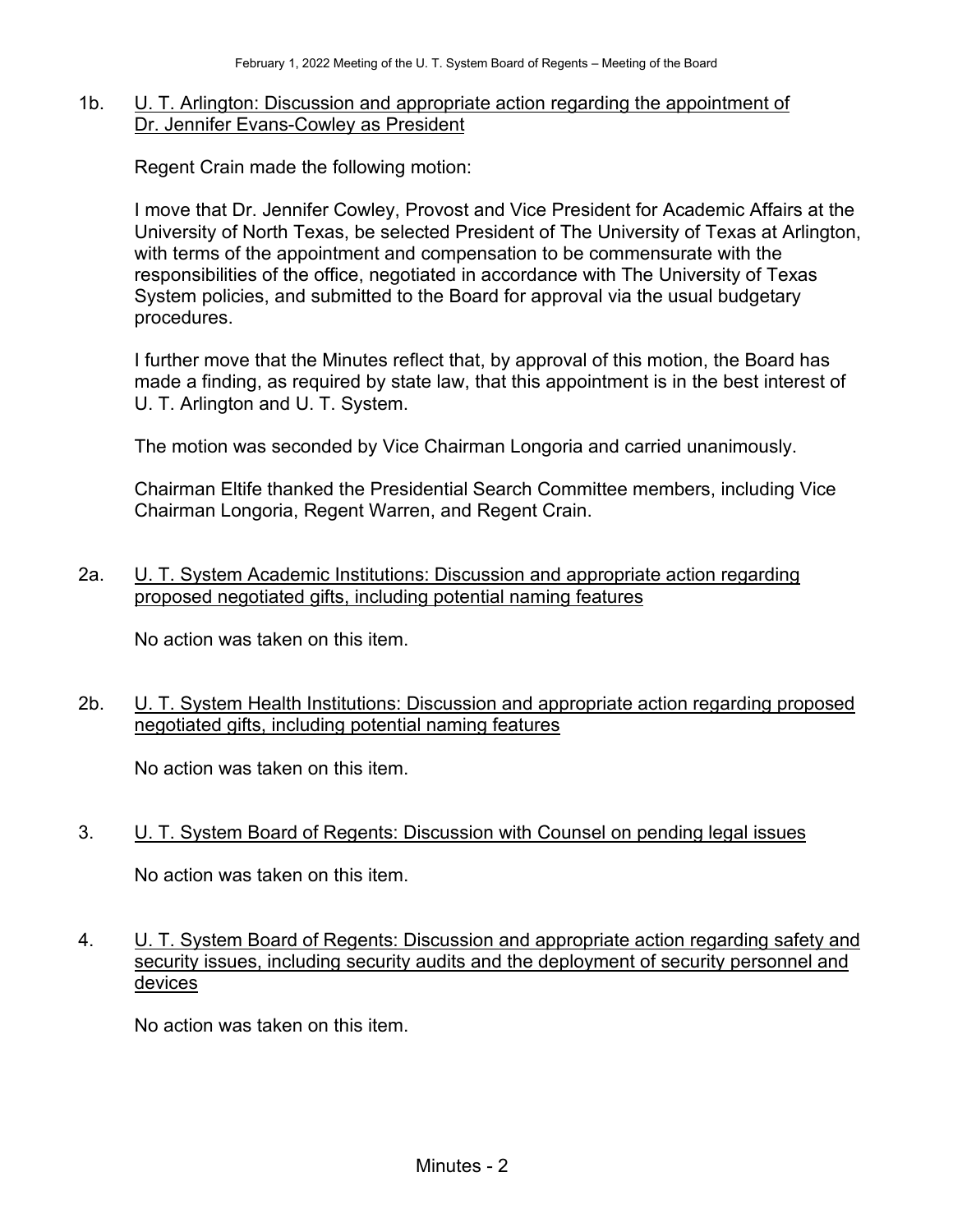1b. U. T. Arlington: Discussion and appropriate action regarding the appointment of Dr. Jennifer Evans-Cowley as President

Regent Crain made the following motion:

I move that Dr. Jennifer Cowley, Provost and Vice President for Academic Affairs at the University of North Texas, be selected President of The University of Texas at Arlington, with terms of the appointment and compensation to be commensurate with the responsibilities of the office, negotiated in accordance with The University of Texas System policies, and submitted to the Board for approval via the usual budgetary procedures.

I further move that the Minutes reflect that, by approval of this motion, the Board has made a finding, as required by state law, that this appointment is in the best interest of U. T. Arlington and U. T. System.

The motion was seconded by Vice Chairman Longoria and carried unanimously.

Chairman Eltife thanked the Presidential Search Committee members, including Vice Chairman Longoria, Regent Warren, and Regent Crain.

2a. U. T. System Academic Institutions: Discussion and appropriate action regarding proposed negotiated gifts, including potential naming features

No action was taken on this item.

2b. U. T. System Health Institutions: Discussion and appropriate action regarding proposed negotiated gifts, including potential naming features

No action was taken on this item.

3. U. T. System Board of Regents: Discussion with Counsel on pending legal issues

No action was taken on this item.

4. U. T. System Board of Regents: Discussion and appropriate action regarding safety and security issues, including security audits and the deployment of security personnel and devices

No action was taken on this item.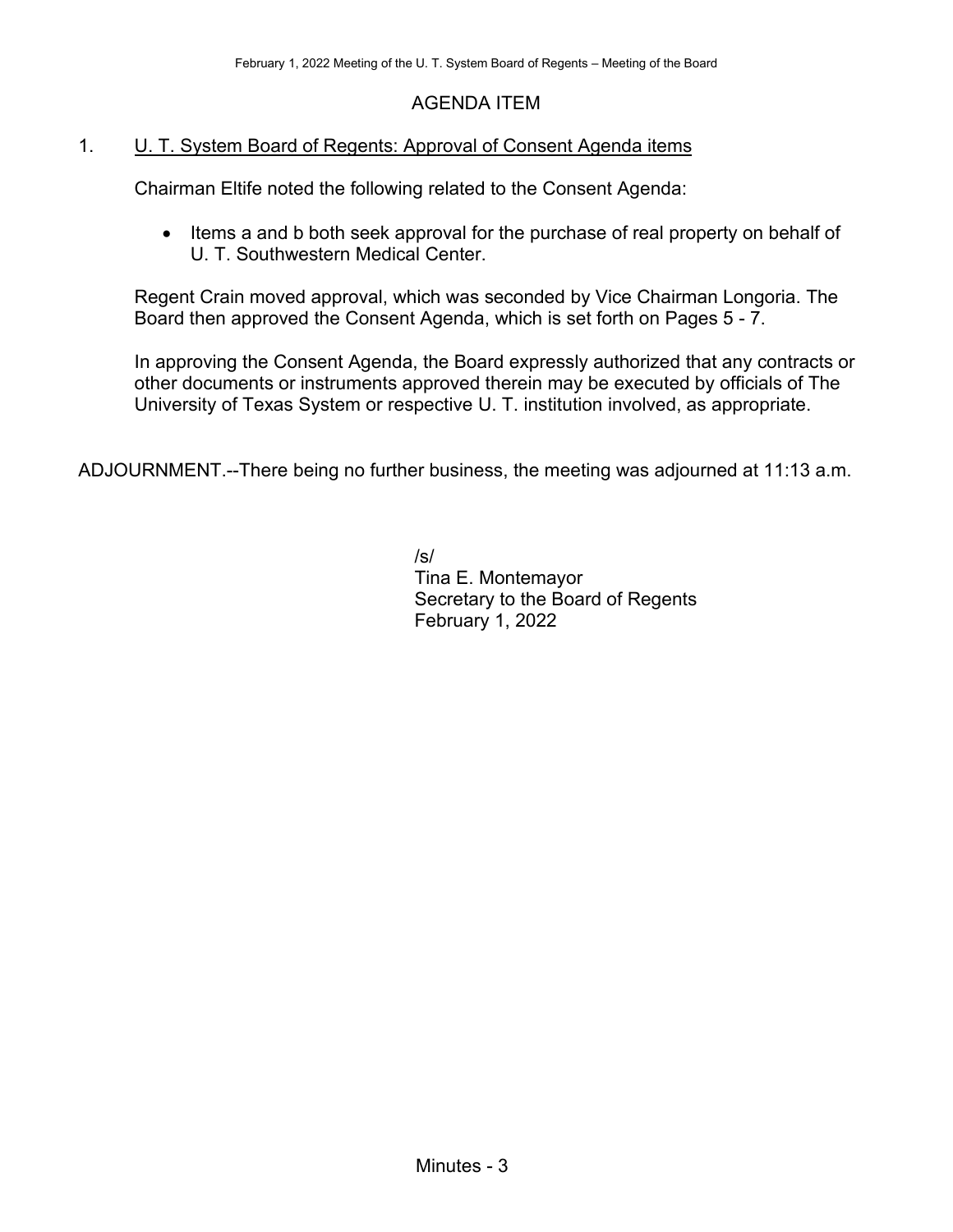## AGENDA ITEM

1. <u>U. T. System Board of Regents: Approval of Consent Agenda items</u>

   Chairman Eltife noted the following related to the Consent Agenda:

   - Items a and b both seek approval for the purchase of real property on behalf of U. T. Southwestern Medical Center.

   Regent Crain moved approval, which was seconded by Vice Chairman Longoria. The Board then approved the Consent Agenda, which is set forth on Pages 5 - 7.

   In approving the Consent Agenda, the Board expressly authorized that any contracts or other documents or instruments approved therein may be executed by officials of The University of Texas System or respective U. T. institution involved, as appropriate.

ADJOURNMENT.--There being no further business, the meeting was adjourned at 11:13 a.m.

/s/
Tina E. Montemayor
Secretary to the Board of Regents
February 1, 2022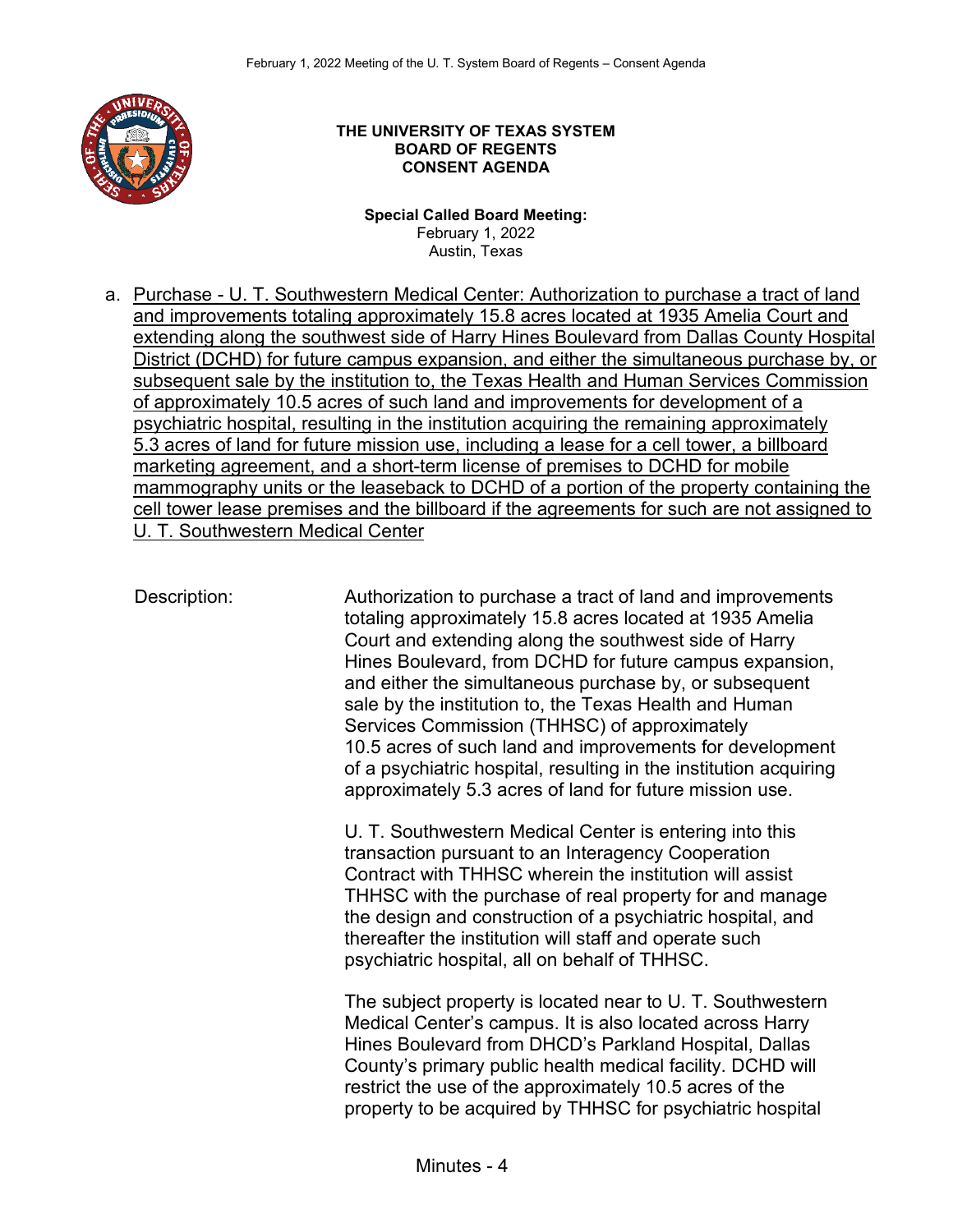**THE UNIVERSITY OF TEXAS SYSTEM**
**BOARD OF REGENTS**
**CONSENT AGENDA**

**Special Called Board Meeting:**
February 1, 2022
Austin, Texas

a. Purchase - U. T. Southwestern Medical Center: Authorization to purchase a tract of land and improvements totaling approximately 15.8 acres located at 1935 Amelia Court and extending along the southwest side of Harry Hines Boulevard from Dallas County Hospital District (DCHD) for future campus expansion, and either the simultaneous purchase by, or subsequent sale by the institution to, the Texas Health and Human Services Commission of approximately 10.5 acres of such land and improvements for development of a psychiatric hospital, resulting in the institution acquiring the remaining approximately 5.3 acres of land for future mission use, including a lease for a cell tower, a billboard marketing agreement, and a short-term license of premises to DCHD for mobile mammography units or the leaseback to DCHD of a portion of the property containing the cell tower lease premises and the billboard if the agreements for such are not assigned to U. T. Southwestern Medical Center

Description: Authorization to purchase a tract of land and improvements totaling approximately 15.8 acres located at 1935 Amelia Court and extending along the southwest side of Harry Hines Boulevard, from DCHD for future campus expansion, and either the simultaneous purchase by, or subsequent sale by the institution to, the Texas Health and Human Services Commission (THHSC) of approximately 10.5 acres of such land and improvements for development of a psychiatric hospital, resulting in the institution acquiring approximately 5.3 acres of land for future mission use.

U. T. Southwestern Medical Center is entering into this transaction pursuant to an Interagency Cooperation Contract with THHSC wherein the institution will assist THHSC with the purchase of real property for and manage the design and construction of a psychiatric hospital, and thereafter the institution will staff and operate such psychiatric hospital, all on behalf of THHSC.

The subject property is located near to U. T. Southwestern Medical Center's campus. It is also located across Harry Hines Boulevard from DHCD's Parkland Hospital, Dallas County's primary public health medical facility. DCHD will restrict the use of the approximately 10.5 acres of the property to be acquired by THHSC for psychiatric hospital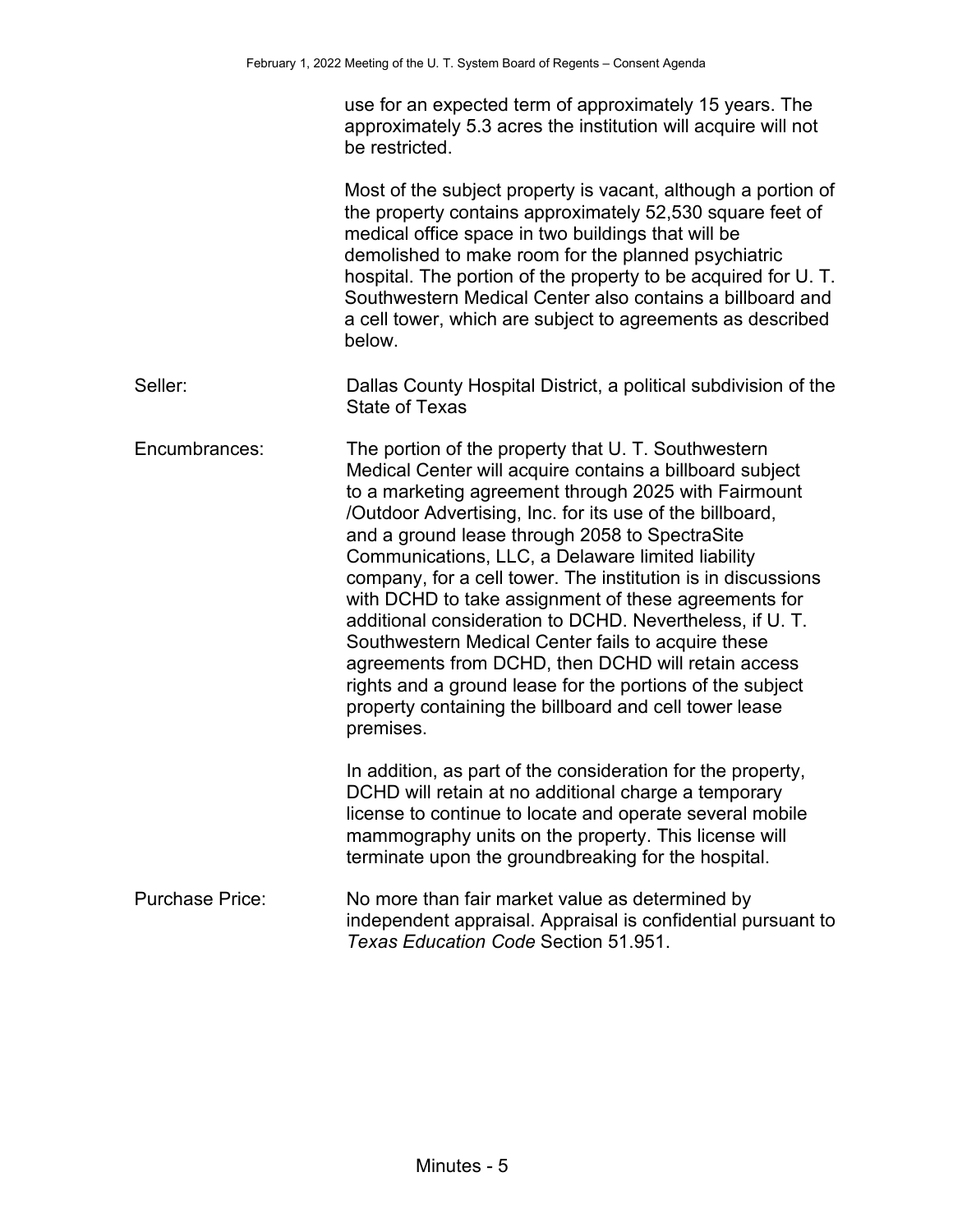use for an expected term of approximately 15 years. The approximately 5.3 acres the institution will acquire will not be restricted.

Most of the subject property is vacant, although a portion of the property contains approximately 52,530 square feet of medical office space in two buildings that will be demolished to make room for the planned psychiatric hospital. The portion of the property to be acquired for U. T. Southwestern Medical Center also contains a billboard and a cell tower, which are subject to agreements as described below.

Seller: Dallas County Hospital District, a political subdivision of the State of Texas

Encumbrances: The portion of the property that U. T. Southwestern Medical Center will acquire contains a billboard subject to a marketing agreement through 2025 with Fairmount /Outdoor Advertising, Inc. for its use of the billboard, and a ground lease through 2058 to SpectraSite Communications, LLC, a Delaware limited liability company, for a cell tower. The institution is in discussions with DCHD to take assignment of these agreements for additional consideration to DCHD. Nevertheless, if U. T. Southwestern Medical Center fails to acquire these agreements from DCHD, then DCHD will retain access rights and a ground lease for the portions of the subject property containing the billboard and cell tower lease premises.

In addition, as part of the consideration for the property, DCHD will retain at no additional charge a temporary license to continue to locate and operate several mobile mammography units on the property. This license will terminate upon the groundbreaking for the hospital.

Purchase Price: No more than fair market value as determined by independent appraisal. Appraisal is confidential pursuant to *Texas Education Code* Section 51.951.

Minutes - 5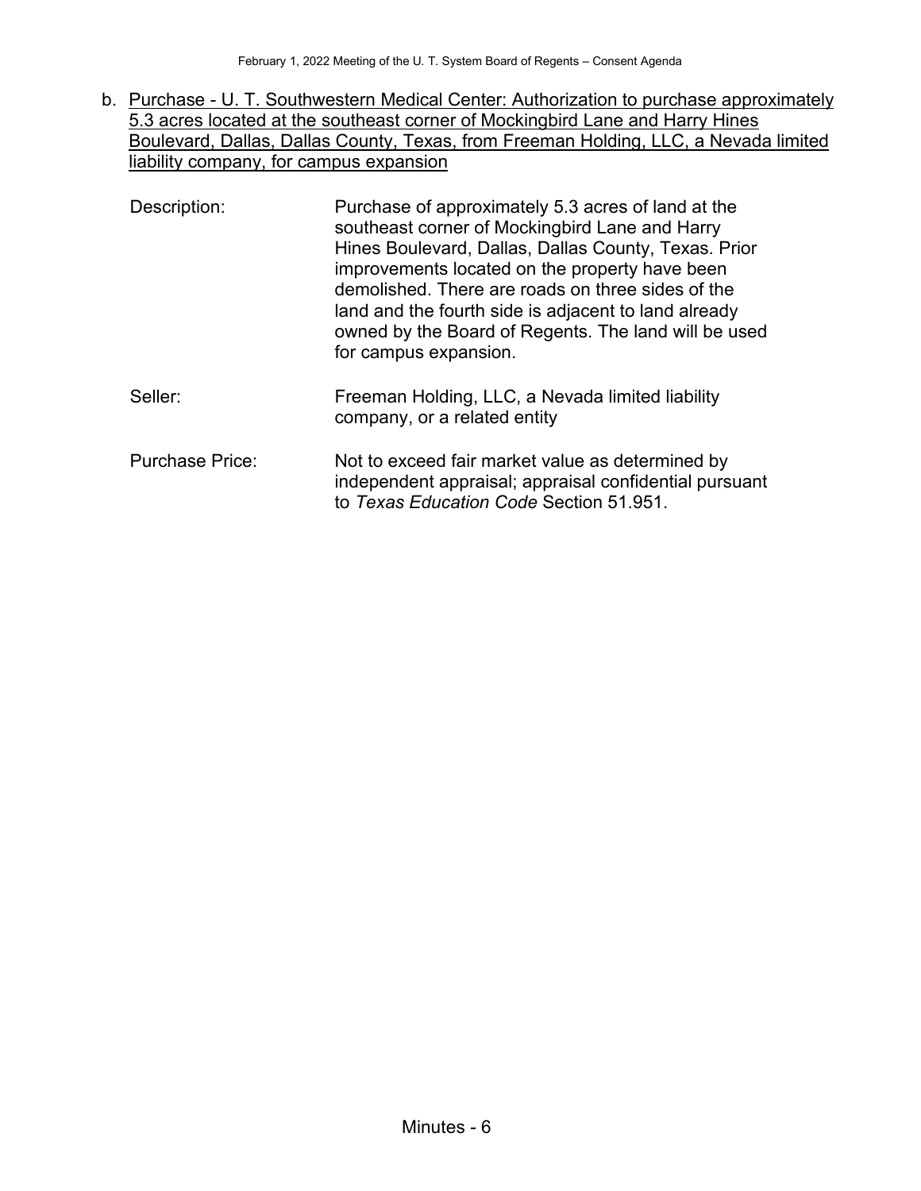b. <u>Purchase - U. T. Southwestern Medical Center: Authorization to purchase approximately 5.3 acres located at the southeast corner of Mockingbird Lane and Harry Hines Boulevard, Dallas, Dallas County, Texas, from Freeman Holding, LLC, a Nevada limited liability company, for campus expansion</u>

| | |
|---|---|
| Description: | Purchase of approximately 5.3 acres of land at the southeast corner of Mockingbird Lane and Harry Hines Boulevard, Dallas, Dallas County, Texas. Prior improvements located on the property have been demolished. There are roads on three sides of the land and the fourth side is adjacent to land already owned by the Board of Regents. The land will be used for campus expansion. |
| Seller: | Freeman Holding, LLC, a Nevada limited liability company, or a related entity |
| Purchase Price: | Not to exceed fair market value as determined by independent appraisal; appraisal confidential pursuant to *Texas Education Code* Section 51.951. |

Minutes - 6